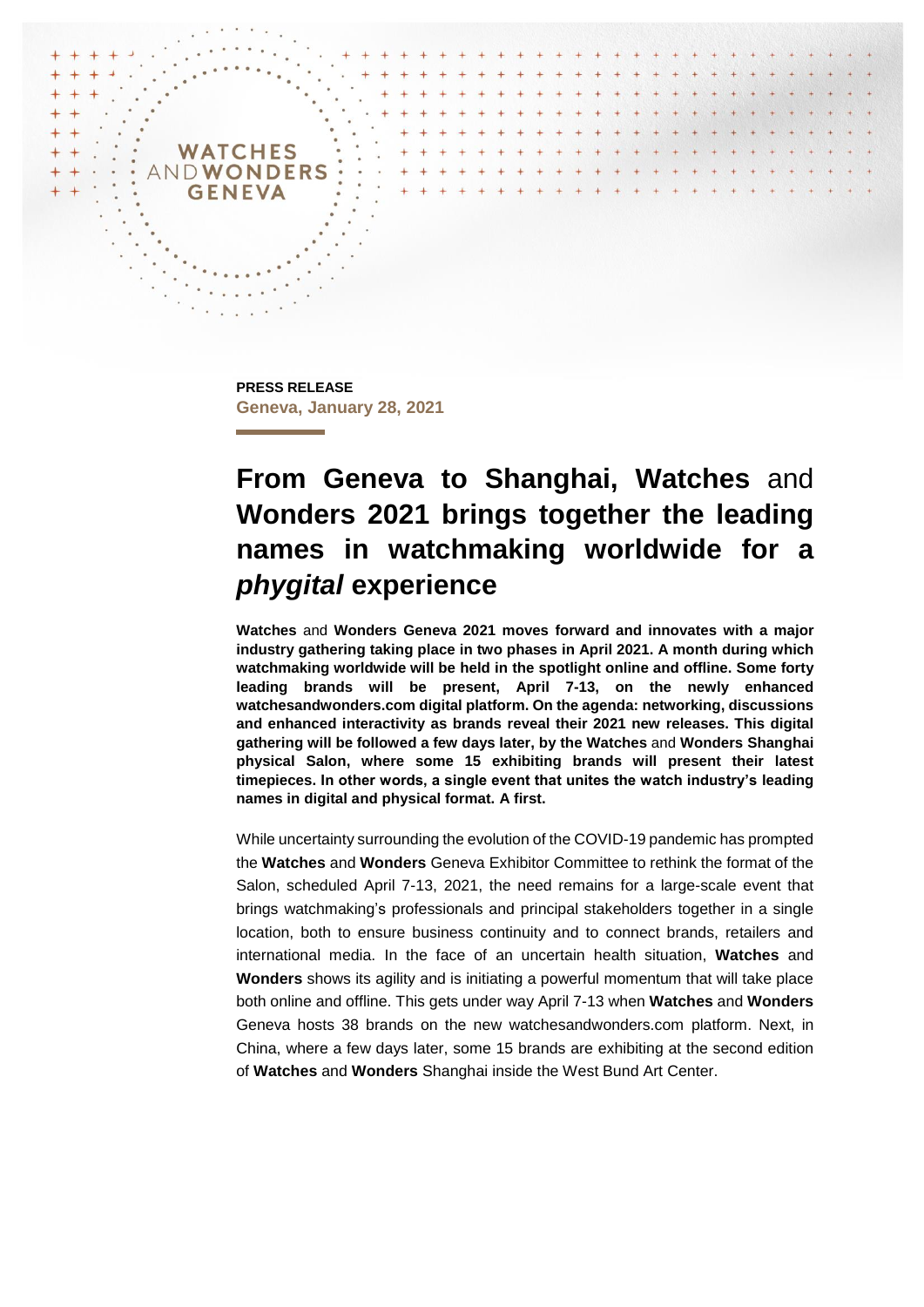**PRESS RELEASE**
**Geneva, January 28, 2021**

# From Geneva to Shanghai, Watches and Wonders 2021 brings together the leading names in watchmaking worldwide for a *phygital* experience

**Watches and Wonders Geneva 2021 moves forward and innovates with a major industry gathering taking place in two phases in April 2021. A month during which watchmaking worldwide will be held in the spotlight online and offline. Some forty leading brands will be present, April 7-13, on the newly enhanced watchesandwonders.com digital platform. On the agenda: networking, discussions and enhanced interactivity as brands reveal their 2021 new releases. This digital gathering will be followed a few days later, by the Watches and Wonders Shanghai physical Salon, where some 15 exhibiting brands will present their latest timepieces. In other words, a single event that unites the watch industry's leading names in digital and physical format. A first.**

While uncertainty surrounding the evolution of the COVID-19 pandemic has prompted the **Watches** and **Wonders** Geneva Exhibitor Committee to rethink the format of the Salon, scheduled April 7-13, 2021, the need remains for a large-scale event that brings watchmaking's professionals and principal stakeholders together in a single location, both to ensure business continuity and to connect brands, retailers and international media. In the face of an uncertain health situation, **Watches** and **Wonders** shows its agility and is initiating a powerful momentum that will take place both online and offline. This gets under way April 7-13 when **Watches** and **Wonders** Geneva hosts 38 brands on the new watchesandwonders.com platform. Next, in China, where a few days later, some 15 brands are exhibiting at the second edition of **Watches** and **Wonders** Shanghai inside the West Bund Art Center.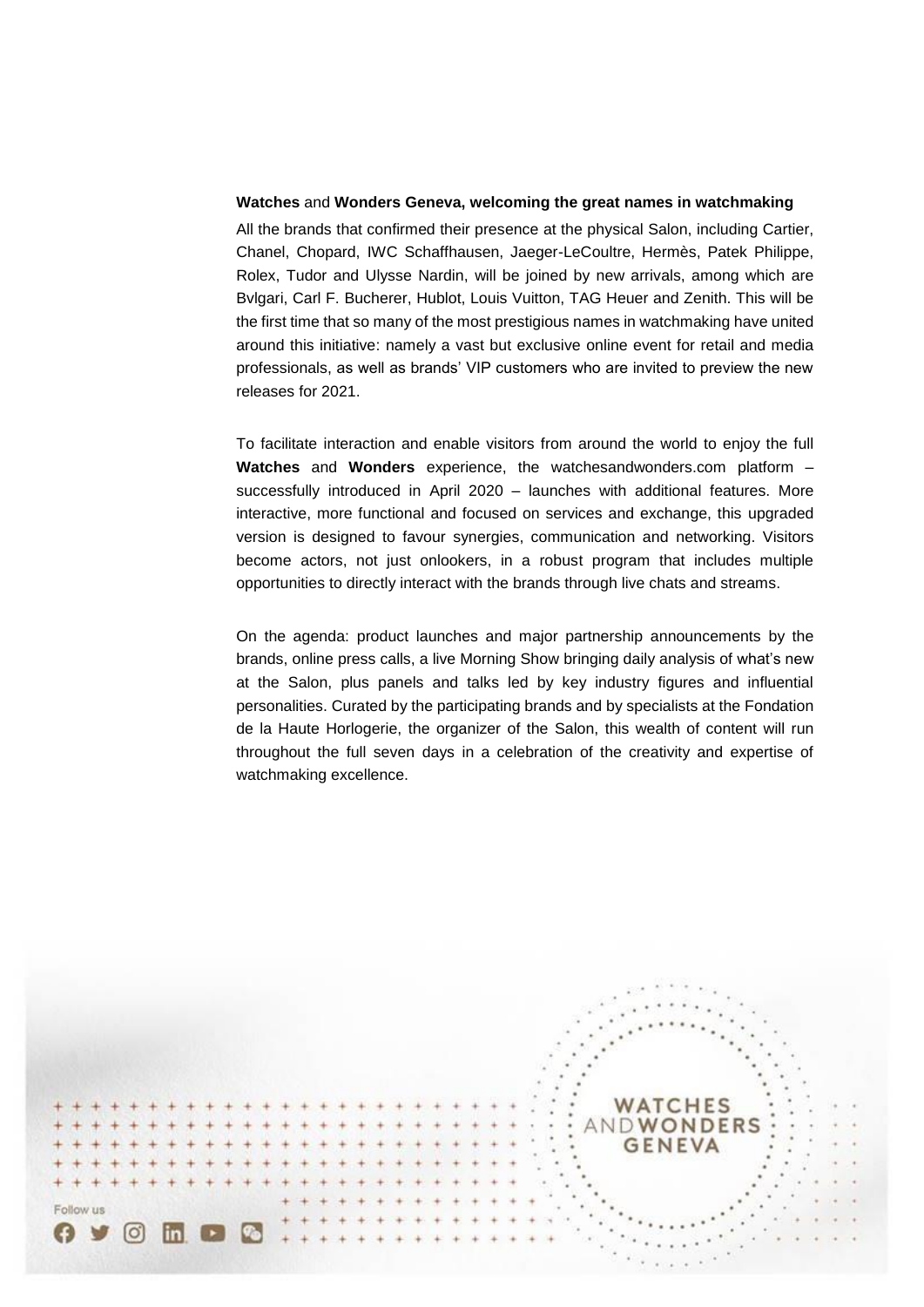**Watches** and **Wonders Geneva, welcoming the great names in watchmaking**

All the brands that confirmed their presence at the physical Salon, including Cartier, Chanel, Chopard, IWC Schaffhausen, Jaeger-LeCoultre, Hermès, Patek Philippe, Rolex, Tudor and Ulysse Nardin, will be joined by new arrivals, among which are Bvlgari, Carl F. Bucherer, Hublot, Louis Vuitton, TAG Heuer and Zenith. This will be the first time that so many of the most prestigious names in watchmaking have united around this initiative: namely a vast but exclusive online event for retail and media professionals, as well as brands' VIP customers who are invited to preview the new releases for 2021.

To facilitate interaction and enable visitors from around the world to enjoy the full **Watches** and **Wonders** experience, the watchesandwonders.com platform – successfully introduced in April 2020 – launches with additional features. More interactive, more functional and focused on services and exchange, this upgraded version is designed to favour synergies, communication and networking. Visitors become actors, not just onlookers, in a robust program that includes multiple opportunities to directly interact with the brands through live chats and streams.

On the agenda: product launches and major partnership announcements by the brands, online press calls, a live Morning Show bringing daily analysis of what's new at the Salon, plus panels and talks led by key industry figures and influential personalities. Curated by the participating brands and by specialists at the Fondation de la Haute Horlogerie, the organizer of the Salon, this wealth of content will run throughout the full seven days in a celebration of the creativity and expertise of watchmaking excellence.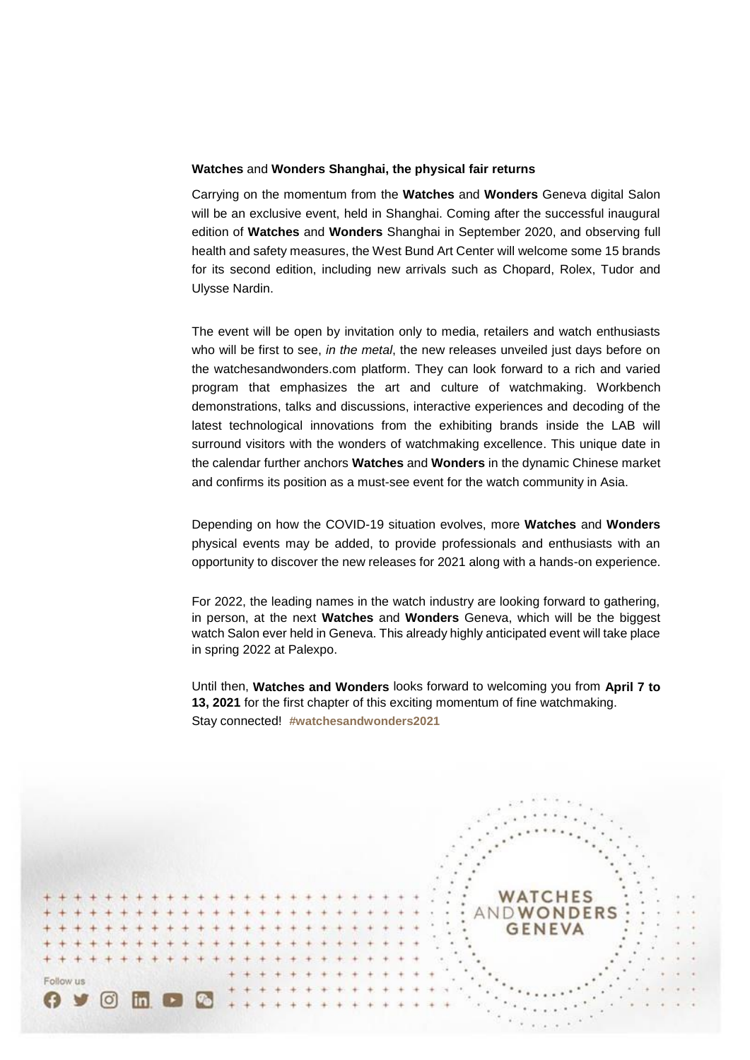**Watches** and **Wonders Shanghai, the physical fair returns**

Carrying on the momentum from the **Watches** and **Wonders** Geneva digital Salon will be an exclusive event, held in Shanghai. Coming after the successful inaugural edition of **Watches** and **Wonders** Shanghai in September 2020, and observing full health and safety measures, the West Bund Art Center will welcome some 15 brands for its second edition, including new arrivals such as Chopard, Rolex, Tudor and Ulysse Nardin.

The event will be open by invitation only to media, retailers and watch enthusiasts who will be first to see, *in the metal*, the new releases unveiled just days before on the watchesandwonders.com platform. They can look forward to a rich and varied program that emphasizes the art and culture of watchmaking. Workbench demonstrations, talks and discussions, interactive experiences and decoding of the latest technological innovations from the exhibiting brands inside the LAB will surround visitors with the wonders of watchmaking excellence. This unique date in the calendar further anchors **Watches** and **Wonders** in the dynamic Chinese market and confirms its position as a must-see event for the watch community in Asia.

Depending on how the COVID-19 situation evolves, more **Watches** and **Wonders** physical events may be added, to provide professionals and enthusiasts with an opportunity to discover the new releases for 2021 along with a hands-on experience.

For 2022, the leading names in the watch industry are looking forward to gathering, in person, at the next **Watches** and **Wonders** Geneva, which will be the biggest watch Salon ever held in Geneva. This already highly anticipated event will take place in spring 2022 at Palexpo.

Until then, **Watches and Wonders** looks forward to welcoming you from **April 7 to 13, 2021** for the first chapter of this exciting momentum of fine watchmaking.
Stay connected! **#watchesandwonders2021**

WATCHES AND WONDERS GENEVA

Follow us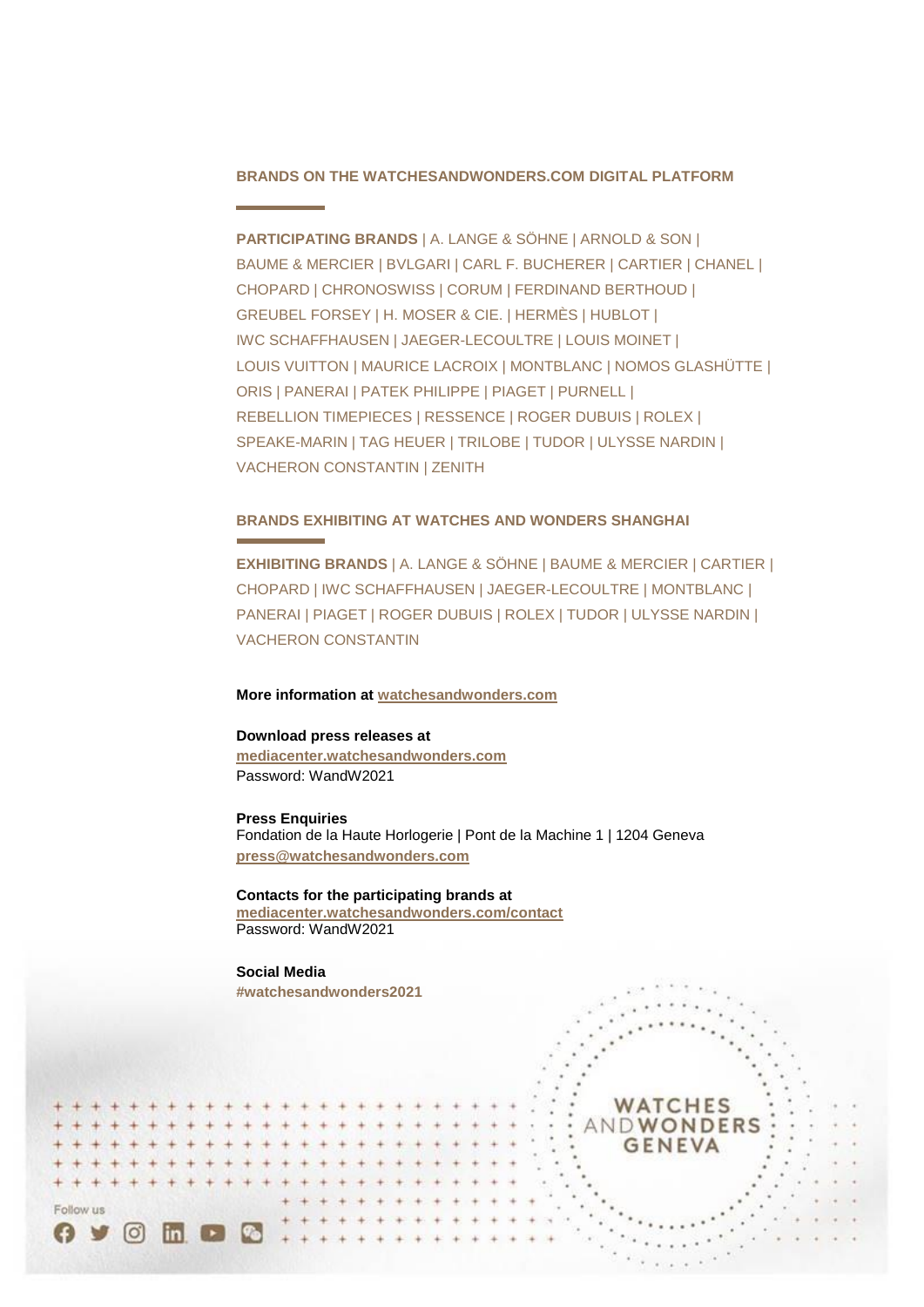## BRANDS ON THE WATCHESANDWONDERS.COM DIGITAL PLATFORM

**PARTICIPATING BRANDS** | A. LANGE & SÖHNE | ARNOLD & SON | BAUME & MERCIER | BVLGARI | CARL F. BUCHERER | CARTIER | CHANEL | CHOPARD | CHRONOSWISS | CORUM | FERDINAND BERTHOUD | GREUBEL FORSEY | H. MOSER & CIE. | HERMÈS | HUBLOT | IWC SCHAFFHAUSEN | JAEGER-LECOULTRE | LOUIS MOINET | LOUIS VUITTON | MAURICE LACROIX | MONTBLANC | NOMOS GLASHÜTTE | ORIS | PANERAI | PATEK PHILIPPE | PIAGET | PURNELL | REBELLION TIMEPIECES | RESSENCE | ROGER DUBUIS | ROLEX | SPEAKE-MARIN | TAG HEUER | TRILOBE | TUDOR | ULYSSE NARDIN | VACHERON CONSTANTIN | ZENITH

## BRANDS EXHIBITING AT WATCHES AND WONDERS SHANGHAI

**EXHIBITING BRANDS** | A. LANGE & SÖHNE | BAUME & MERCIER | CARTIER | CHOPARD | IWC SCHAFFHAUSEN | JAEGER-LECOULTRE | MONTBLANC | PANERAI | PIAGET | ROGER DUBUIS | ROLEX | TUDOR | ULYSSE NARDIN | VACHERON CONSTANTIN

**More information at [watchesandwonders.com](watchesandwonders.com)**

**Download press releases at**
**[mediacenter.watchesandwonders.com](mediacenter.watchesandwonders.com)**
Password: WandW2021

**Press Enquiries**
Fondation de la Haute Horlogerie | Pont de la Machine 1 | 1204 Geneva
**[press@watchesandwonders.com](mailto:press@watchesandwonders.com)**

**Contacts for the participating brands at**
**[mediacenter.watchesandwonders.com/contact](mediacenter.watchesandwonders.com/contact)**
Password: WandW2021

**Social Media**
**#watchesandwonders2021**

Follow us

WATCHES AND WONDERS GENEVA